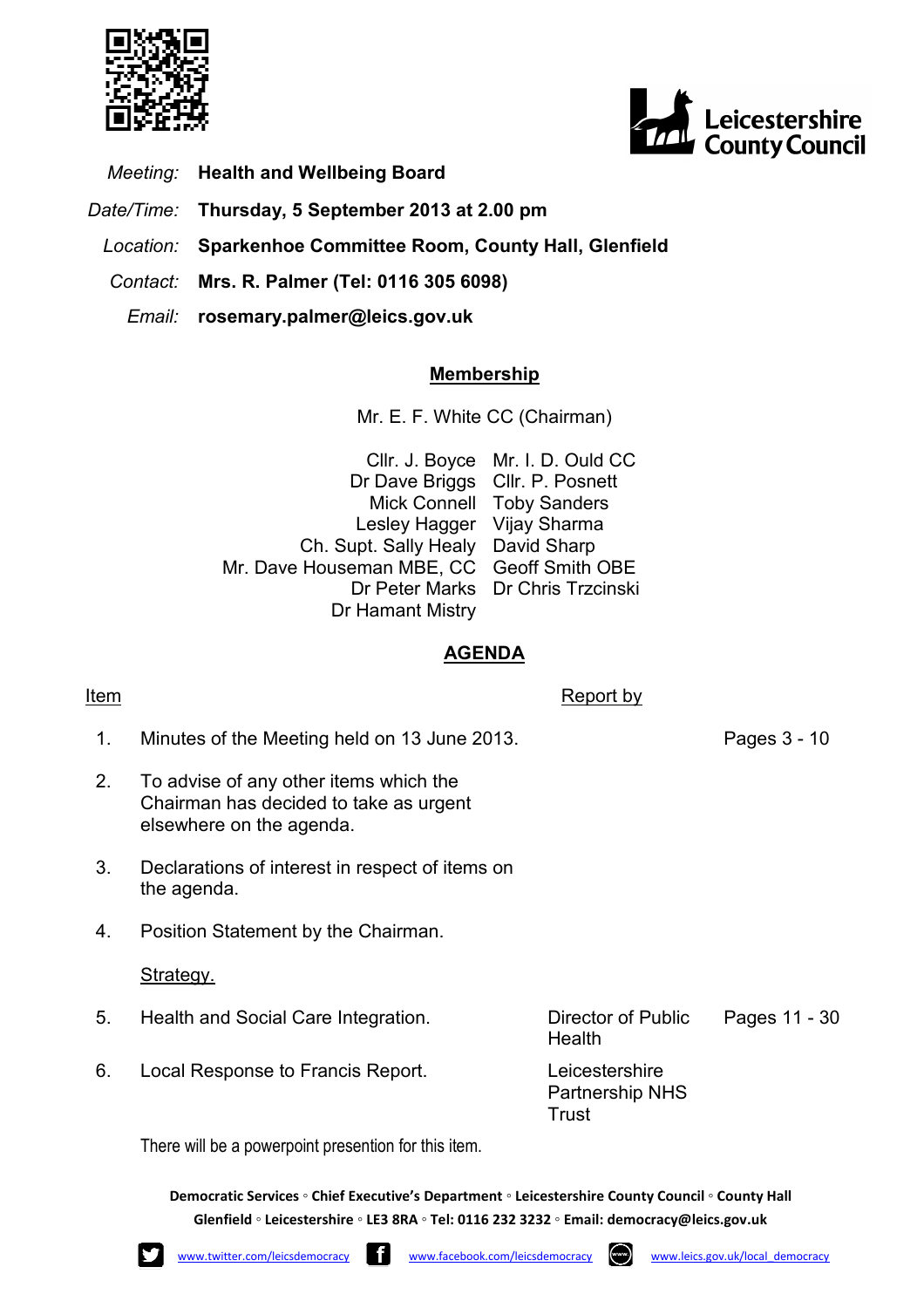Leicestershire County Council

*Meeting:* **Health and Wellbeing Board**

*Date/Time:* **Thursday, 5 September 2013 at 2.00 pm**

*Location:* **Sparkenhoe Committee Room, County Hall, Glenfield**

*Contact:* **Mrs. R. Palmer (Tel: 0116 305 6098)**

*Email:* **rosemary.palmer@leics.gov.uk**

## Membership

Mr. E. F. White CC (Chairman)

| | |
|---|---|
| Cllr. J. Boyce | Mr. I. D. Ould CC |
| Dr Dave Briggs | Cllr. P. Posnett |
| Mick Connell | Toby Sanders |
| Lesley Hagger | Vijay Sharma |
| Ch. Supt. Sally Healy | David Sharp |
| Mr. Dave Houseman MBE, CC | Geoff Smith OBE |
| Dr Peter Marks | Dr Chris Trzcinski |
| Dr Hamant Mistry | |

## AGENDA

| Item | | Report by | |
|---|---|---|---|
| 1. | Minutes of the Meeting held on 13 June 2013. | | Pages 3 - 10 |
| 2. | To advise of any other items which the Chairman has decided to take as urgent elsewhere on the agenda. | | |
| 3. | Declarations of interest in respect of items on the agenda. | | |
| 4. | Position Statement by the Chairman. | | |
| | Strategy. | | |
| 5. | Health and Social Care Integration. | Director of Public Health | Pages 11 - 30 |
| 6. | Local Response to Francis Report. | Leicestershire Partnership NHS Trust | |

There will be a powerpoint presention for this item.

**Democratic Services ◦ Chief Executive's Department ◦ Leicestershire County Council ◦ County Hall Glenfield ◦ Leicestershire ◦ LE3 8RA ◦ Tel: 0116 232 3232 ◦ Email: democracy@leics.gov.uk**

www.twitter.com/leicsdemocracy www.facebook.com/leicsdemocracy www.leics.gov.uk/local_democracy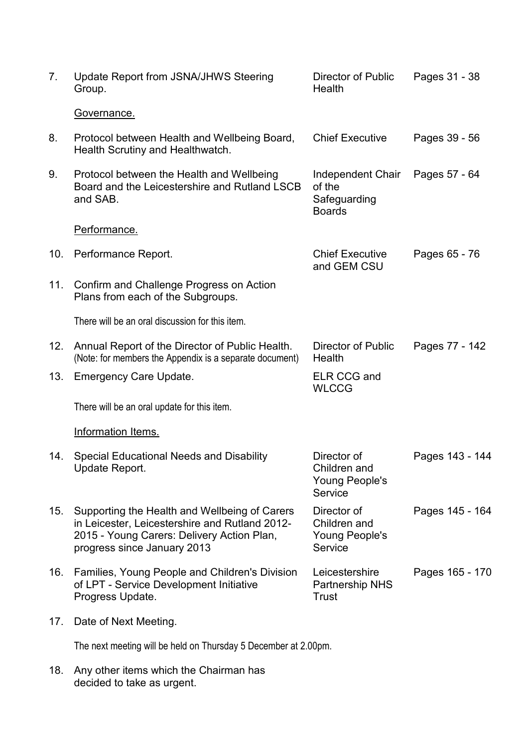| | | | |
|---|---|---|---|
| 7. | Update Report from JSNA/JHWS Steering Group. | Director of Public Health | Pages 31 - 38 |
| | Governance. | | |
| 8. | Protocol between Health and Wellbeing Board, Health Scrutiny and Healthwatch. | Chief Executive | Pages 39 - 56 |
| 9. | Protocol between the Health and Wellbeing Board and the Leicestershire and Rutland LSCB and SAB. | Independent Chair of the Safeguarding Boards | Pages 57 - 64 |
| | Performance. | | |
| 10. | Performance Report. | Chief Executive and GEM CSU | Pages 65 - 76 |
| 11. | Confirm and Challenge Progress on Action Plans from each of the Subgroups. | | |
| | There will be an oral discussion for this item. | | |
| 12. | Annual Report of the Director of Public Health. (Note: for members the Appendix is a separate document) | Director of Public Health | Pages 77 - 142 |
| 13. | Emergency Care Update. | ELR CCG and WLCCG | |
| | There will be an oral update for this item. | | |
| | Information Items. | | |
| 14. | Special Educational Needs and Disability Update Report. | Director of Children and Young People's Service | Pages 143 - 144 |
| 15. | Supporting the Health and Wellbeing of Carers in Leicester, Leicestershire and Rutland 2012-2015 - Young Carers: Delivery Action Plan, progress since January 2013 | Director of Children and Young People's Service | Pages 145 - 164 |
| 16. | Families, Young People and Children's Division of LPT - Service Development Initiative Progress Update. | Leicestershire Partnership NHS Trust | Pages 165 - 170 |
| 17. | Date of Next Meeting. | | |
| | The next meeting will be held on Thursday 5 December at 2.00pm. | | |
| 18. | Any other items which the Chairman has decided to take as urgent. | | |